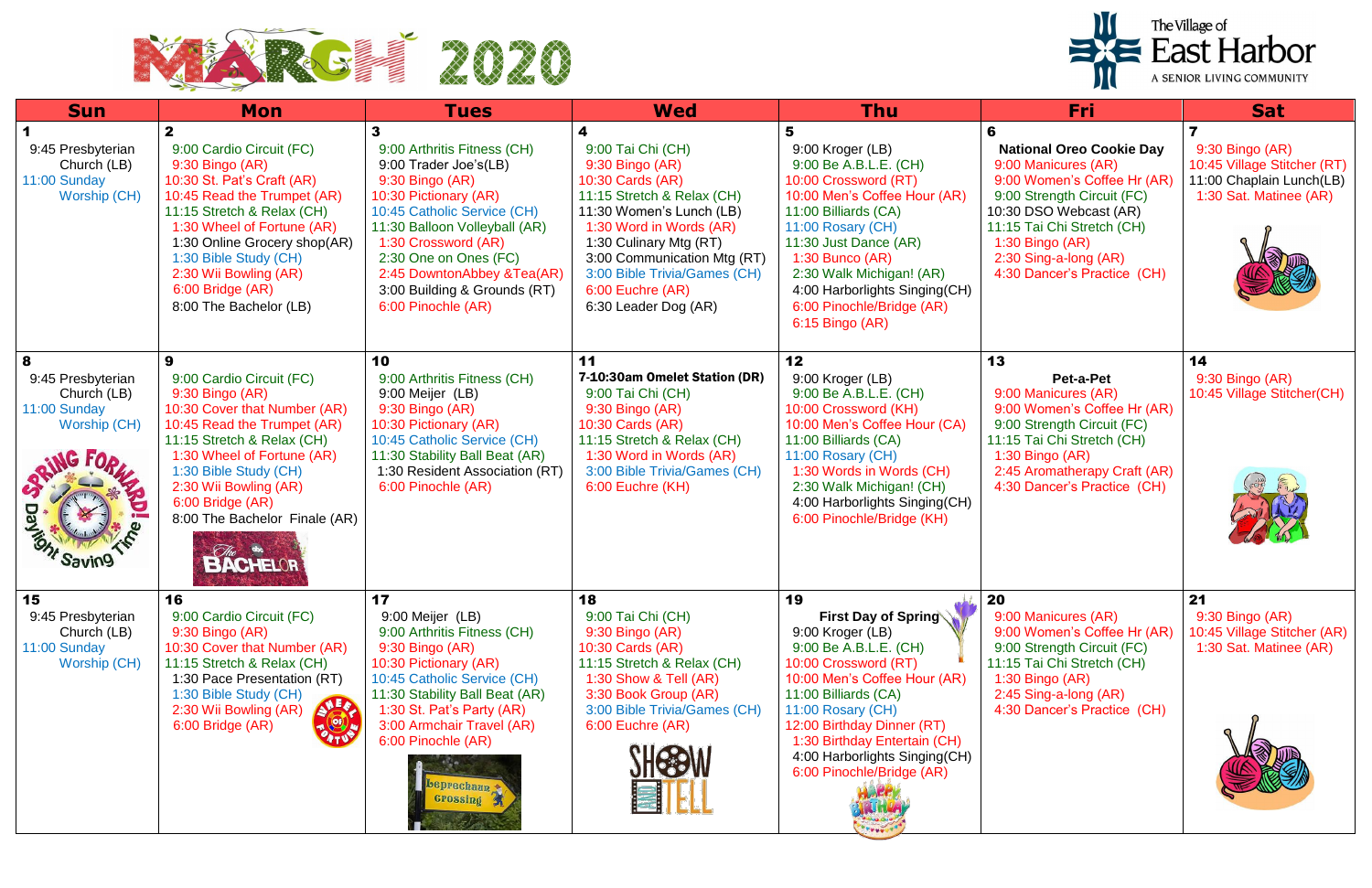# MARCH 2020

The Village of East Harbor
A SENIOR LIVING COMMUNITY

| Sun | Mon | Tues | Wed | Thu | Fri | Sat |
|---|---|---|---|---|---|---|
| **1**<br>9:45 Presbyterian Church (LB)<br>11:00 Sunday Worship (CH) | **2**<br>9:00 Cardio Circuit (FC)<br>9:30 Bingo (AR)<br>10:30 St. Pat's Craft (AR)<br>10:45 Read the Trumpet (AR)<br>11:15 Stretch & Relax (CH)<br>1:30 Wheel of Fortune (AR)<br>1:30 Online Grocery shop(AR)<br>1:30 Bible Study (CH)<br>2:30 Wii Bowling (AR)<br>6:00 Bridge (AR)<br>8:00 The Bachelor (LB) | **3**<br>9:00 Arthritis Fitness (CH)<br>9:00 Trader Joe's(LB)<br>9:30 Bingo (AR)<br>10:30 Pictionary (AR)<br>10:45 Catholic Service (CH)<br>11:30 Balloon Volleyball (AR)<br>1:30 Crossword (AR)<br>2:30 One on Ones (FC)<br>2:45 DowntonAbbey &Tea(AR)<br>3:00 Building & Grounds (RT)<br>6:00 Pinochle (AR) | **4**<br>9:00 Tai Chi (CH)<br>9:30 Bingo (AR)<br>10:30 Cards (AR)<br>11:15 Stretch & Relax (CH)<br>11:30 Women's Lunch (LB)<br>1:30 Word in Words (AR)<br>1:30 Culinary Mtg (RT)<br>3:00 Communication Mtg (RT)<br>3:00 Bible Trivia/Games (CH)<br>6:00 Euchre (AR)<br>6:30 Leader Dog (AR) | **5**<br>9:00 Kroger (LB)<br>9:00 Be A.B.L.E. (CH)<br>10:00 Crossword (RT)<br>10:00 Men's Coffee Hour (AR)<br>11:00 Billiards (CA)<br>11:00 Rosary (CH)<br>11:30 Just Dance (AR)<br>1:30 Bunco (AR)<br>2:30 Walk Michigan! (AR)<br>4:00 Harborlights Singing(CH)<br>6:00 Pinochle/Bridge (AR)<br>6:15 Bingo (AR) | **6**<br>**National Oreo Cookie Day**<br>9:00 Manicures (AR)<br>9:00 Women's Coffee Hr (AR)<br>9:00 Strength Circuit (FC)<br>10:30 DSO Webcast (AR)<br>11:15 Tai Chi Stretch (CH)<br>1:30 Bingo (AR)<br>2:30 Sing-a-long (AR)<br>4:30 Dancer's Practice (CH) | **7**<br>9:30 Bingo (AR)<br>10:45 Village Stitcher (RT)<br>11:00 Chaplain Lunch(LB)<br>1:30 Sat. Matinee (AR) |
| **8**<br>9:45 Presbyterian Church (LB)<br>11:00 Sunday Worship (CH)<br>Spring Forward! Daylight Saving Time | **9**<br>9:00 Cardio Circuit (FC)<br>9:30 Bingo (AR)<br>10:30 Cover that Number (AR)<br>10:45 Read the Trumpet (AR)<br>11:15 Stretch & Relax (CH)<br>1:30 Wheel of Fortune (AR)<br>1:30 Bible Study (CH)<br>2:30 Wii Bowling (AR)<br>6:00 Bridge (AR)<br>8:00 The Bachelor Finale (AR) | **10**<br>9:00 Arthritis Fitness (CH)<br>9:00 Meijer (LB)<br>9:30 Bingo (AR)<br>10:30 Pictionary (AR)<br>10:45 Catholic Service (CH)<br>11:30 Stability Ball Beat (AR)<br>1:30 Resident Association (RT)<br>6:00 Pinochle (AR) | **11**<br>**7-10:30am Omelet Station (DR)**<br>9:00 Tai Chi (CH)<br>9:30 Bingo (AR)<br>10:30 Cards (AR)<br>11:15 Stretch & Relax (CH)<br>1:30 Word in Words (AR)<br>3:00 Bible Trivia/Games (CH)<br>6:00 Euchre (KH) | **12**<br>9:00 Kroger (LB)<br>9:00 Be A.B.L.E. (CH)<br>10:00 Crossword (KH)<br>10:00 Men's Coffee Hour (CA)<br>11:00 Billiards (CA)<br>11:00 Rosary (CH)<br>1:30 Words in Words (CH)<br>2:30 Walk Michigan! (CH)<br>4:00 Harborlights Singing(CH)<br>6:00 Pinochle/Bridge (KH) | **13**<br>**Pet-a-Pet**<br>9:00 Manicures (AR)<br>9:00 Women's Coffee Hr (AR)<br>9:00 Strength Circuit (FC)<br>11:15 Tai Chi Stretch (CH)<br>1:30 Bingo (AR)<br>2:45 Aromatherapy Craft (AR)<br>4:30 Dancer's Practice (CH) | **14**<br>9:30 Bingo (AR)<br>10:45 Village Stitcher(CH) |
| **15**<br>9:45 Presbyterian Church (LB)<br>11:00 Sunday Worship (CH) | **16**<br>9:00 Cardio Circuit (FC)<br>9:30 Bingo (AR)<br>10:30 Cover that Number (AR)<br>11:15 Stretch & Relax (CH)<br>1:30 Pace Presentation (RT)<br>1:30 Bible Study (CH)<br>2:30 Wii Bowling (AR)<br>6:00 Bridge (AR) | **17**<br>9:00 Meijer (LB)<br>9:00 Arthritis Fitness (CH)<br>9:30 Bingo (AR)<br>10:30 Pictionary (AR)<br>10:45 Catholic Service (CH)<br>11:30 Stability Ball Beat (AR)<br>1:30 St. Pat's Party (AR)<br>3:00 Armchair Travel (AR)<br>6:00 Pinochle (AR) | **18**<br>9:00 Tai Chi (CH)<br>9:30 Bingo (AR)<br>10:30 Cards (AR)<br>11:15 Stretch & Relax (CH)<br>1:30 Show & Tell (AR)<br>3:30 Book Group (AR)<br>3:00 Bible Trivia/Games (CH)<br>6:00 Euchre (AR) | **19**<br>**First Day of Spring**<br>9:00 Kroger (LB)<br>9:00 Be A.B.L.E. (CH)<br>10:00 Crossword (RT)<br>10:00 Men's Coffee Hour (AR)<br>11:00 Billiards (CA)<br>11:00 Rosary (CH)<br>12:00 Birthday Dinner (RT)<br>1:30 Birthday Entertain (CH)<br>4:00 Harborlights Singing(CH)<br>6:00 Pinochle/Bridge (AR) | **20**<br>9:00 Manicures (AR)<br>9:00 Women's Coffee Hr (AR)<br>9:00 Strength Circuit (FC)<br>11:15 Tai Chi Stretch (CH)<br>1:30 Bingo (AR)<br>2:45 Sing-a-long (AR)<br>4:30 Dancer's Practice (CH) | **21**<br>9:30 Bingo (AR)<br>10:45 Village Stitcher (AR)<br>1:30 Sat. Matinee (AR) |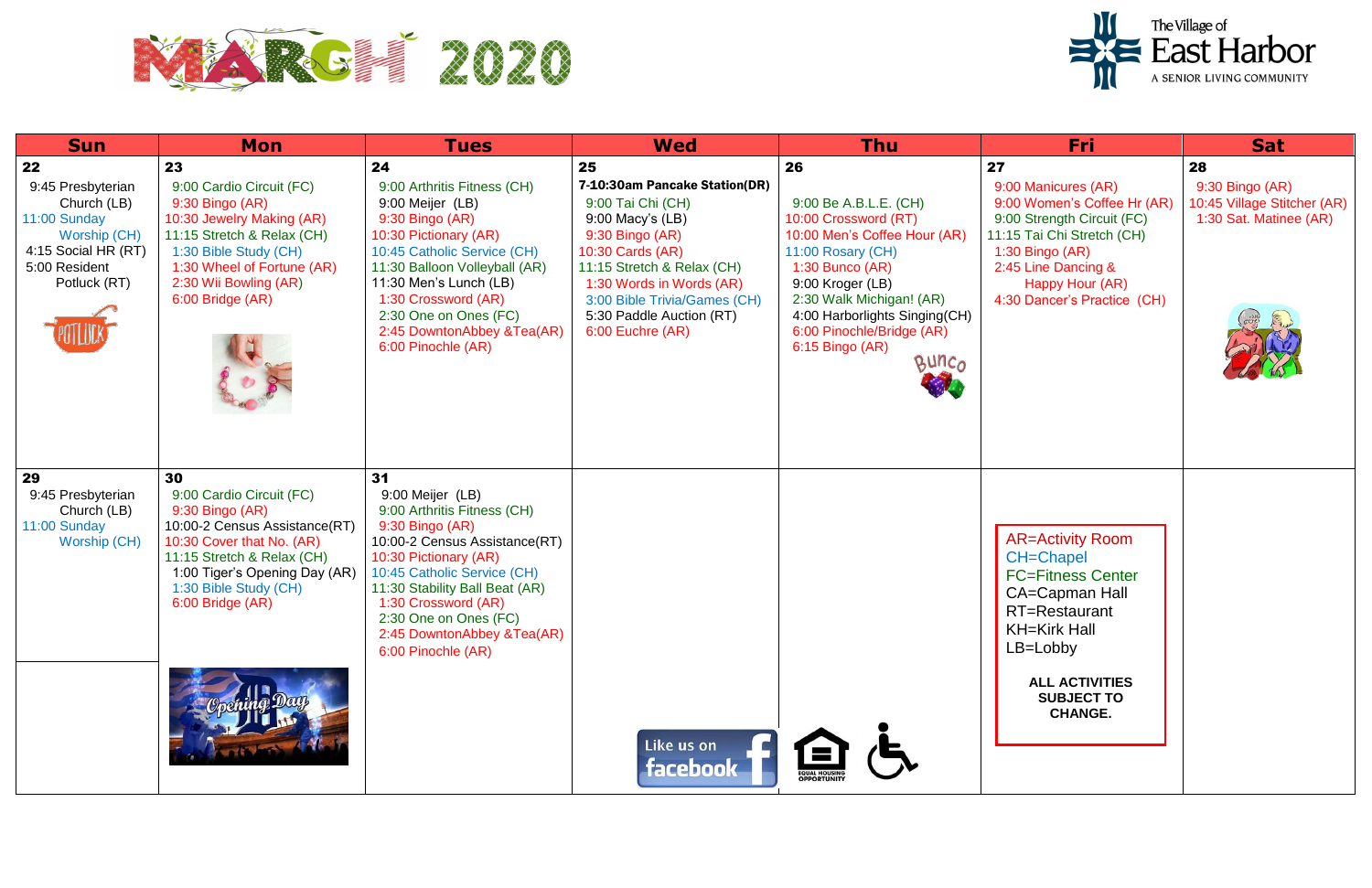# MARCH 2020

The Village of East Harbor
A SENIOR LIVING COMMUNITY

| Sun | Mon | Tues | Wed | Thu | Fri | Sat |
|---|---|---|---|---|---|---|
| **22**<br>9:45 Presbyterian Church (LB)<br>11:00 Sunday Worship (CH)<br>4:15 Social HR (RT)<br>5:00 Resident Potluck (RT) | **23**<br>9:00 Cardio Circuit (FC)<br>9:30 Bingo (AR)<br>10:30 Jewelry Making (AR)<br>11:15 Stretch & Relax (CH)<br>1:30 Bible Study (CH)<br>1:30 Wheel of Fortune (AR)<br>2:30 Wii Bowling (AR)<br>6:00 Bridge (AR) | **24**<br>9:00 Arthritis Fitness (CH)<br>9:00 Meijer (LB)<br>9:30 Bingo (AR)<br>10:30 Pictionary (AR)<br>10:45 Catholic Service (CH)<br>11:30 Balloon Volleyball (AR)<br>11:30 Men's Lunch (LB)<br>1:30 Crossword (AR)<br>2:30 One on Ones (FC)<br>2:45 DowntonAbbey &Tea(AR)<br>6:00 Pinochle (AR) | **25**<br>**7-10:30am Pancake Station(DR)**<br>9:00 Tai Chi (CH)<br>9:00 Macy's (LB)<br>9:30 Bingo (AR)<br>10:30 Cards (AR)<br>11:15 Stretch & Relax (CH)<br>1:30 Words in Words (AR)<br>3:00 Bible Trivia/Games (CH)<br>5:30 Paddle Auction (RT)<br>6:00 Euchre (AR) | **26**<br>9:00 Be A.B.L.E. (CH)<br>10:00 Crossword (RT)<br>10:00 Men's Coffee Hour (AR)<br>11:00 Rosary (CH)<br>1:30 Bunco (AR)<br>9:00 Kroger (LB)<br>2:30 Walk Michigan! (AR)<br>4:00 Harborlights Singing(CH)<br>6:00 Pinochle/Bridge (AR)<br>6:15 Bingo (AR) | **27**<br>9:00 Manicures (AR)<br>9:00 Women's Coffee Hr (AR)<br>9:00 Strength Circuit (FC)<br>11:15 Tai Chi Stretch (CH)<br>1:30 Bingo (AR)<br>2:45 Line Dancing & Happy Hour (AR)<br>4:30 Dancer's Practice (CH) | **28**<br>9:30 Bingo (AR)<br>10:45 Village Stitcher (AR)<br>1:30 Sat. Matinee (AR) |
| **29**<br>9:45 Presbyterian Church (LB)<br>11:00 Sunday Worship (CH) | **30**<br>9:00 Cardio Circuit (FC)<br>9:30 Bingo (AR)<br>10:00-2 Census Assistance(RT)<br>10:30 Cover that No. (AR)<br>11:15 Stretch & Relax (CH)<br>1:00 Tiger's Opening Day (AR)<br>1:30 Bible Study (CH)<br>6:00 Bridge (AR) | **31**<br>9:00 Meijer (LB)<br>9:00 Arthritis Fitness (CH)<br>9:30 Bingo (AR)<br>10:00-2 Census Assistance(RT)<br>10:30 Pictionary (AR)<br>10:45 Catholic Service (CH)<br>11:30 Stability Ball Beat (AR)<br>1:30 Crossword (AR)<br>2:30 One on Ones (FC)<br>2:45 DowntonAbbey &Tea(AR)<br>6:00 Pinochle (AR) | | | AR=Activity Room<br>CH=Chapel<br>FC=Fitness Center<br>CA=Capman Hall<br>RT=Restaurant<br>KH=Kirk Hall<br>LB=Lobby<br>**ALL ACTIVITIES SUBJECT TO CHANGE.** | |

Like us on facebook